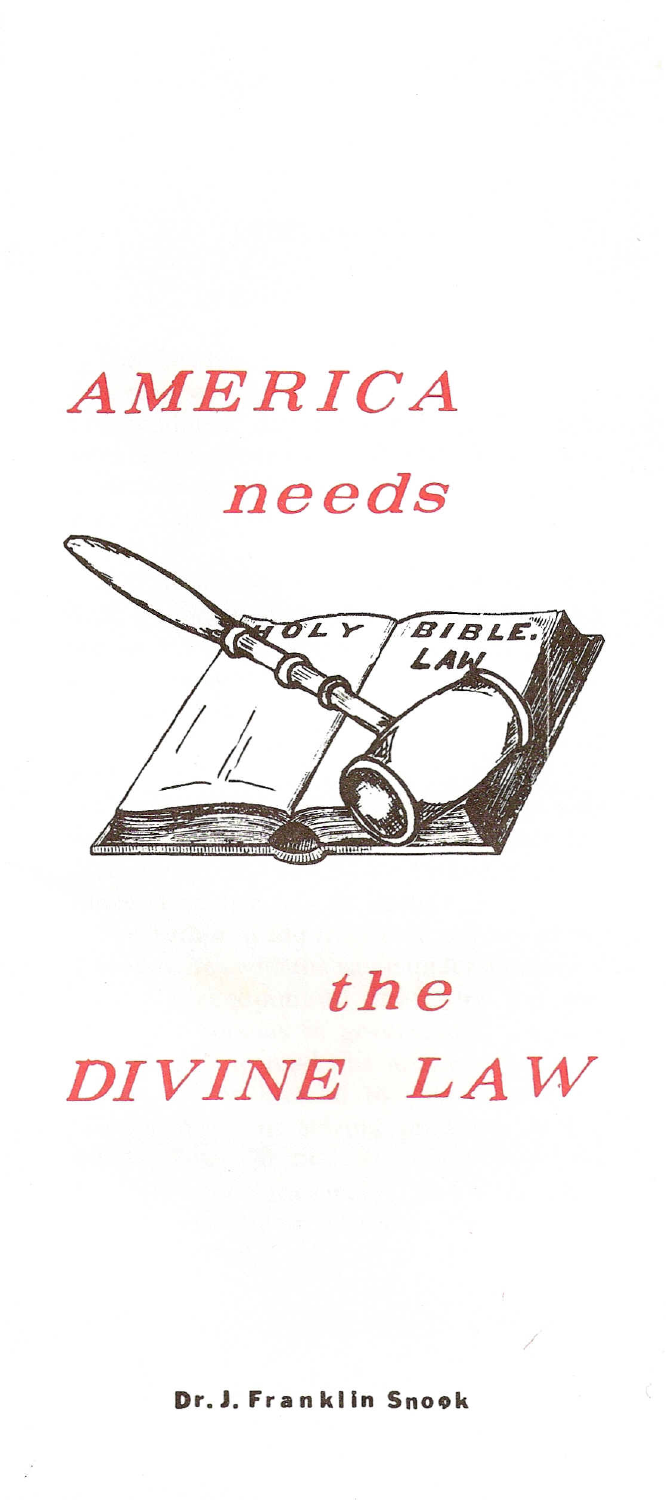# AMERICA needs the DIVINE LAW

**Dr. J. Franklin Snook**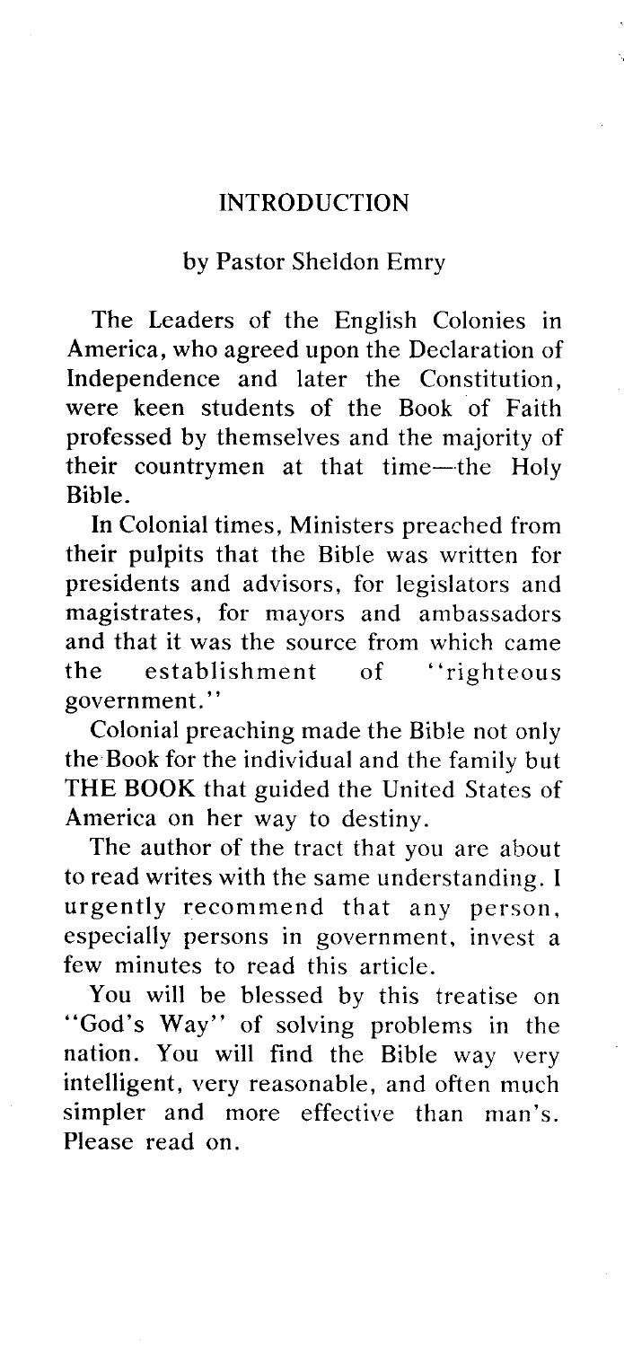## INTRODUCTION

by Pastor Sheldon Emry

The Leaders of the English Colonies in America, who agreed upon the Declaration of Independence and later the Constitution, were keen students of the Book of Faith professed by themselves and the majority of their countrymen at that time—the Holy Bible.

In Colonial times, Ministers preached from their pulpits that the Bible was written for presidents and advisors, for legislators and magistrates, for mayors and ambassadors and that it was the source from which came the establishment of "righteous government."

Colonial preaching made the Bible not only the Book for the individual and the family but THE BOOK that guided the United States of America on her way to destiny.

The author of the tract that you are about to read writes with the same understanding. I urgently recommend that any person, especially persons in government, invest a few minutes to read this article.

You will be blessed by this treatise on "God's Way" of solving problems in the nation. You will find the Bible way very intelligent, very reasonable, and often much simpler and more effective than man's. Please read on.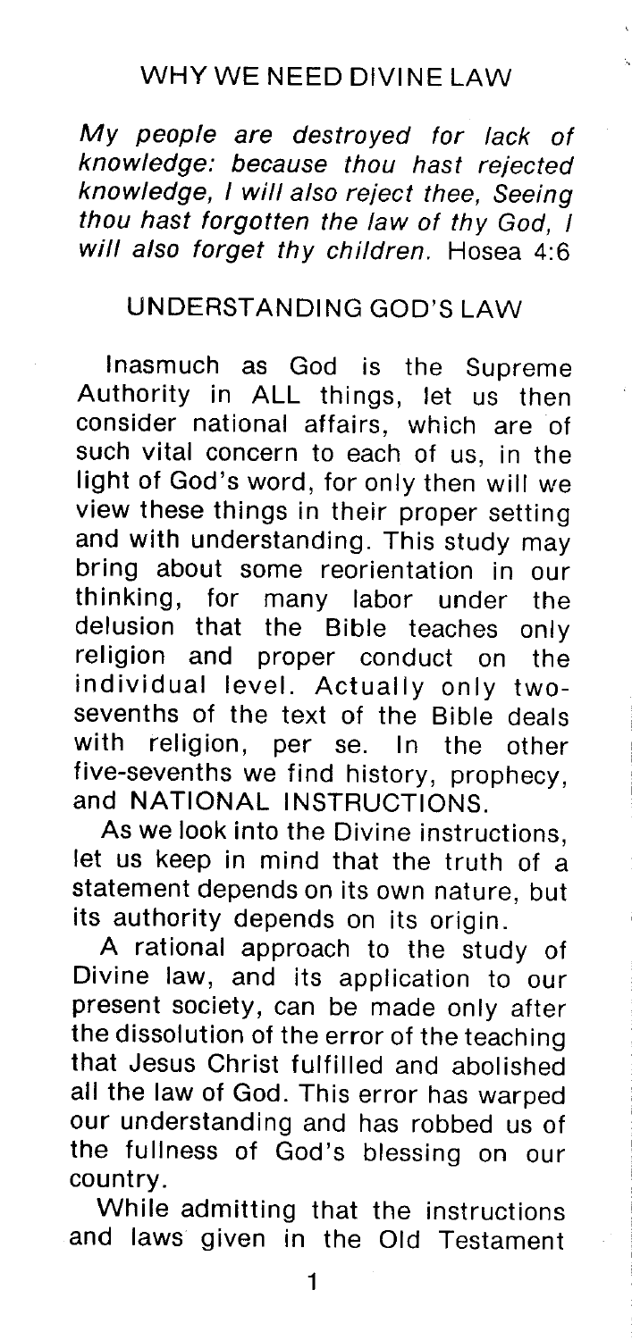## WHY WE NEED DIVINE LAW

*My people are destroyed for lack of knowledge: because thou hast rejected knowledge, I will also reject thee, Seeing thou hast forgotten the law of thy God, I will also forget thy children.* Hosea 4:6

## UNDERSTANDING GOD'S LAW

Inasmuch as God is the Supreme Authority in ALL things, let us then consider national affairs, which are of such vital concern to each of us, in the light of God's word, for only then will we view these things in their proper setting and with understanding. This study may bring about some reorientation in our thinking, for many labor under the delusion that the Bible teaches only religion and proper conduct on the individual level. Actually only two-sevenths of the text of the Bible deals with religion, per se. In the other five-sevenths we find history, prophecy, and NATIONAL INSTRUCTIONS.

As we look into the Divine instructions, let us keep in mind that the truth of a statement depends on its own nature, but its authority depends on its origin.

A rational approach to the study of Divine law, and its application to our present society, can be made only after the dissolution of the error of the teaching that Jesus Christ fulfilled and abolished all the law of God. This error has warped our understanding and has robbed us of the fullness of God's blessing on our country.

While admitting that the instructions and laws given in the Old Testament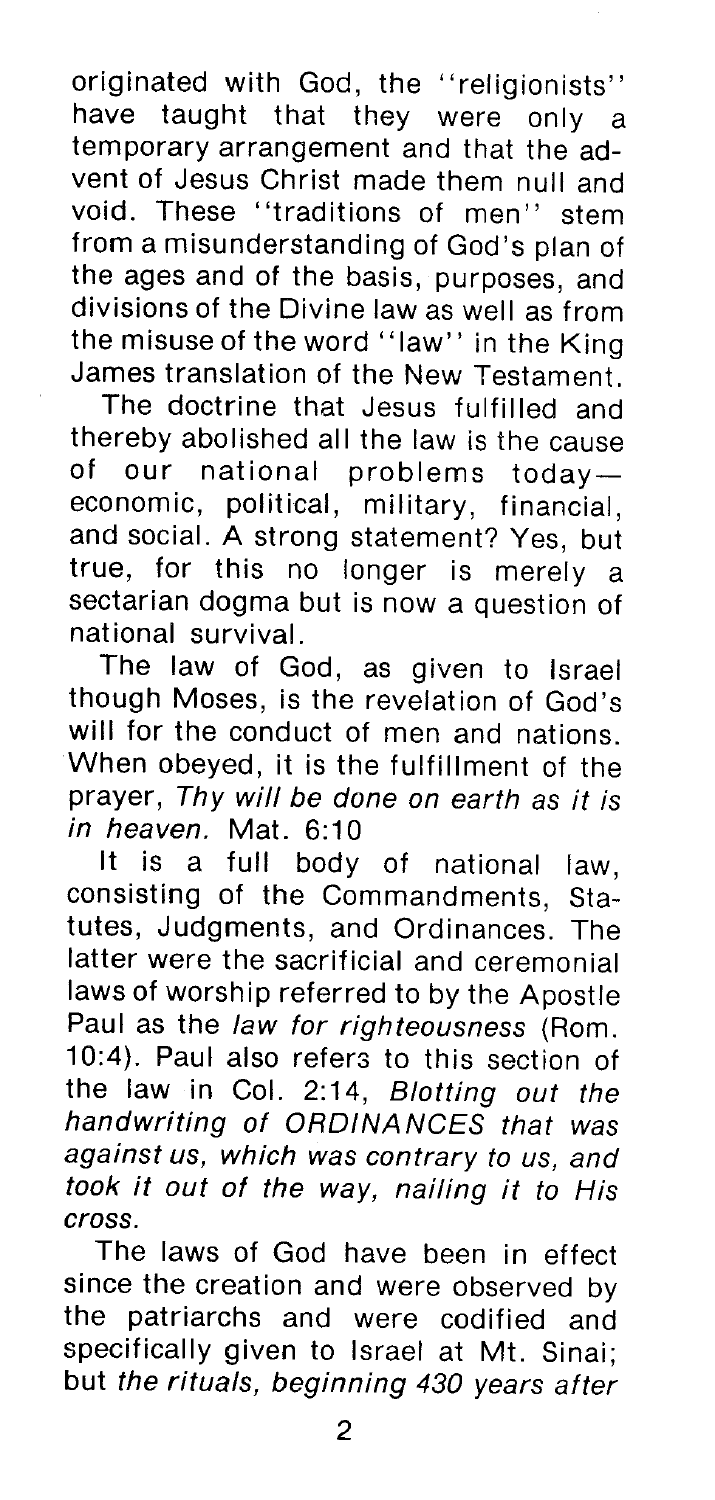originated with God, the "religionists" have taught that they were only a temporary arrangement and that the advent of Jesus Christ made them null and void. These "traditions of men" stem from a misunderstanding of God's plan of the ages and of the basis, purposes, and divisions of the Divine law as well as from the misuse of the word "law" in the King James translation of the New Testament.

The doctrine that Jesus fulfilled and thereby abolished all the law is the cause of our national problems today—economic, political, military, financial, and social. A strong statement? Yes, but true, for this no longer is merely a sectarian dogma but is now a question of national survival.

The law of God, as given to Israel though Moses, is the revelation of God's will for the conduct of men and nations. When obeyed, it is the fulfillment of the prayer, *Thy will be done on earth as it is in heaven.* Mat. 6:10

It is a full body of national law, consisting of the Commandments, Statutes, Judgments, and Ordinances. The latter were the sacrificial and ceremonial laws of worship referred to by the Apostle Paul as the *law for righteousness* (Rom. 10:4). Paul also refers to this section of the law in Col. 2:14, *Blotting out the handwriting of ORDINANCES that was against us, which was contrary to us, and took it out of the way, nailing it to His cross.*

The laws of God have been in effect since the creation and were observed by the patriarchs and were codified and specifically given to Israel at Mt. Sinai; but *the rituals, beginning 430 years after*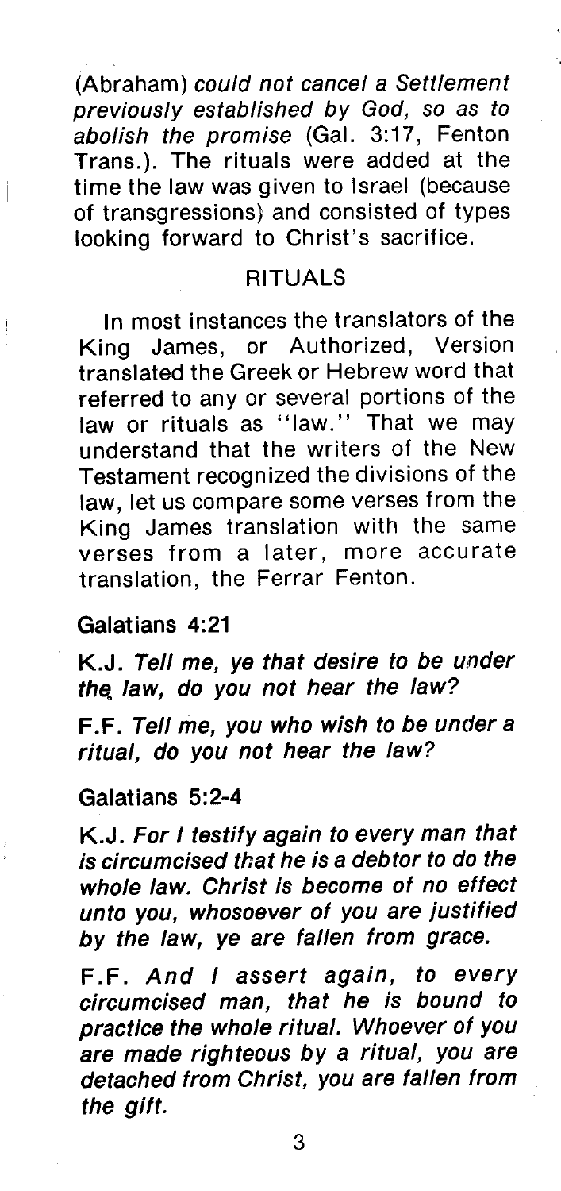(Abraham) *could not cancel a Settlement previously established by God, so as to abolish the promise* (Gal. 3:17, Fenton Trans.). The rituals were added at the time the law was given to Israel (because of transgressions) and consisted of types looking forward to Christ's sacrifice.

## RITUALS

In most instances the translators of the King James, or Authorized, Version translated the Greek or Hebrew word that referred to any or several portions of the law or rituals as "law." That we may understand that the writers of the New Testament recognized the divisions of the law, let us compare some verses from the King James translation with the same verses from a later, more accurate translation, the Ferrar Fenton.

**Galatians 4:21**

K.J. *Tell me, ye that desire to be under the law, do you not hear the law?*

F.F. *Tell me, you who wish to be under a ritual, do you not hear the law?*

**Galatians 5:2-4**

K.J. *For I testify again to every man that is circumcised that he is a debtor to do the whole law. Christ is become of no effect unto you, whosoever of you are justified by the law, ye are fallen from grace.*

F.F. *And I assert again, to every circumcised man, that he is bound to practice the whole ritual. Whoever of you are made righteous by a ritual, you are detached from Christ, you are fallen from the gift.*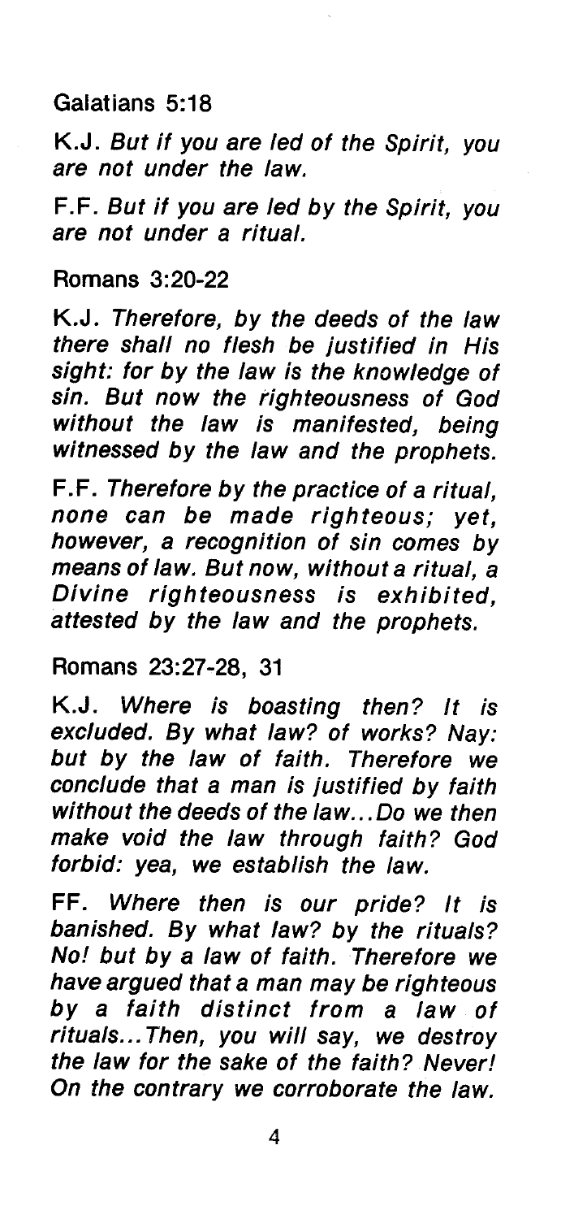Galatians 5:18

K.J. *But if you are led of the Spirit, you are not under the law.*

F.F. *But if you are led by the Spirit, you are not under a ritual.*

Romans 3:20-22

K.J. *Therefore, by the deeds of the law there shall no flesh be justified in His sight: for by the law is the knowledge of sin. But now the righteousness of God without the law is manifested, being witnessed by the law and the prophets.*

F.F. *Therefore by the practice of a ritual, none can be made righteous; yet, however, a recognition of sin comes by means of law. But now, without a ritual, a Divine righteousness is exhibited, attested by the law and the prophets.*

Romans 23:27-28, 31

K.J. *Where is boasting then? It is excluded. By what law? of works? Nay: but by the law of faith. Therefore we conclude that a man is justified by faith without the deeds of the law...Do we then make void the law through faith? God forbid: yea, we establish the law.*

FF. *Where then is our pride? It is banished. By what law? by the rituals? No! but by a law of faith. Therefore we have argued that a man may be righteous by a faith distinct from a law of rituals...Then, you will say, we destroy the law for the sake of the faith? Never! On the contrary we corroborate the law.*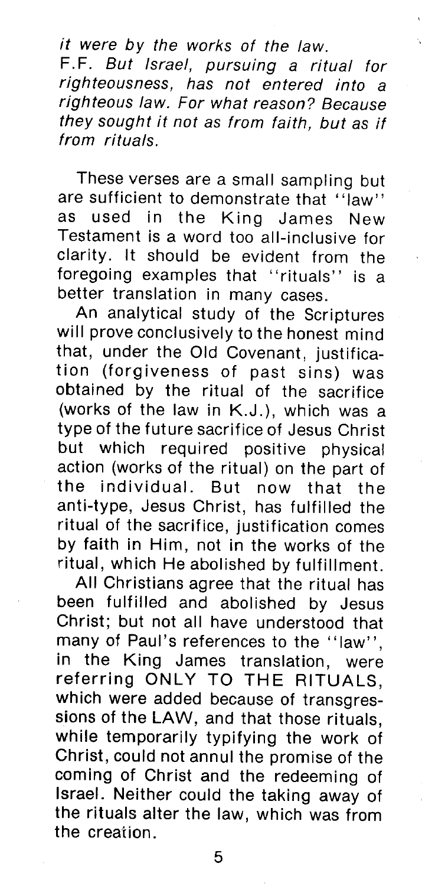*it were by the works of the law.*

F.F. *But Israel, pursuing a ritual for righteousness, has not entered into a righteous law. For what reason? Because they sought it not as from faith, but as if from rituals.*

These verses are a small sampling but are sufficient to demonstrate that "law" as used in the King James New Testament is a word too all-inclusive for clarity. It should be evident from the foregoing examples that "rituals" is a better translation in many cases.

An analytical study of the Scriptures will prove conclusively to the honest mind that, under the Old Covenant, justification (forgiveness of past sins) was obtained by the ritual of the sacrifice (works of the law in K.J.), which was a type of the future sacrifice of Jesus Christ but which required positive physical action (works of the ritual) on the part of the individual. But now that the anti-type, Jesus Christ, has fulfilled the ritual of the sacrifice, justification comes by faith in Him, not in the works of the ritual, which He abolished by fulfillment.

All Christians agree that the ritual has been fulfilled and abolished by Jesus Christ; but not all have understood that many of Paul's references to the "law", in the King James translation, were referring ONLY TO THE RITUALS, which were added because of transgressions of the LAW, and that those rituals, while temporarily typifying the work of Christ, could not annul the promise of the coming of Christ and the redeeming of Israel. Neither could the taking away of the rituals alter the law, which was from the creation.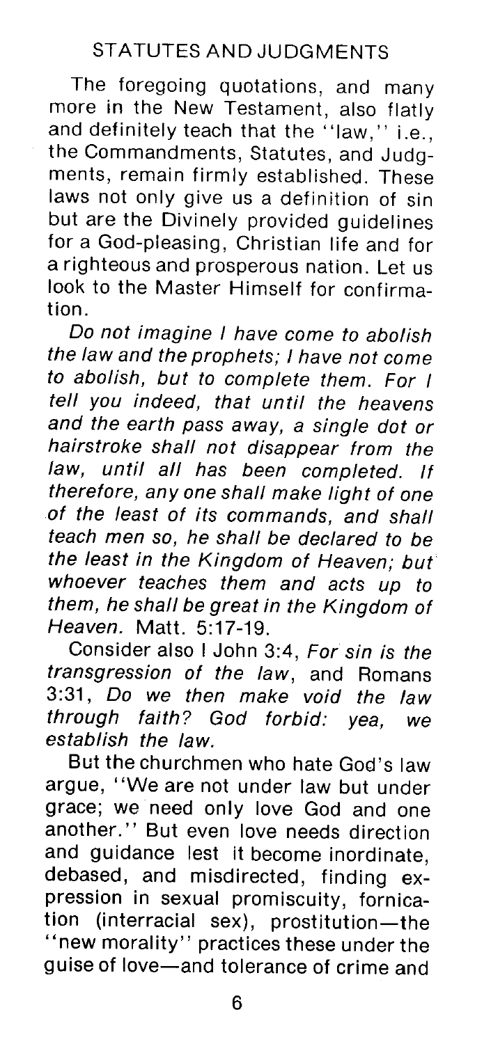## STATUTES AND JUDGMENTS

The foregoing quotations, and many more in the New Testament, also flatly and definitely teach that the "law," i.e., the Commandments, Statutes, and Judgments, remain firmly established. These laws not only give us a definition of sin but are the Divinely provided guidelines for a God-pleasing, Christian life and for a righteous and prosperous nation. Let us look to the Master Himself for confirmation.

*Do not imagine I have come to abolish the law and the prophets; I have not come to abolish, but to complete them. For I tell you indeed, that until the heavens and the earth pass away, a single dot or hairstroke shall not disappear from the law, until all has been completed. If therefore, any one shall make light of one of the least of its commands, and shall teach men so, he shall be declared to be the least in the Kingdom of Heaven; but whoever teaches them and acts up to them, he shall be great in the Kingdom of Heaven.* Matt. 5:17-19.

Consider also I John 3:4, *For sin is the transgression of the law*, and Romans 3:31, *Do we then make void the law through faith? God forbid: yea, we establish the law.*

But the churchmen who hate God's law argue, "We are not under law but under grace; we need only love God and one another." But even love needs direction and guidance lest it become inordinate, debased, and misdirected, finding expression in sexual promiscuity, fornication (interracial sex), prostitution—the "new morality" practices these under the guise of love—and tolerance of crime and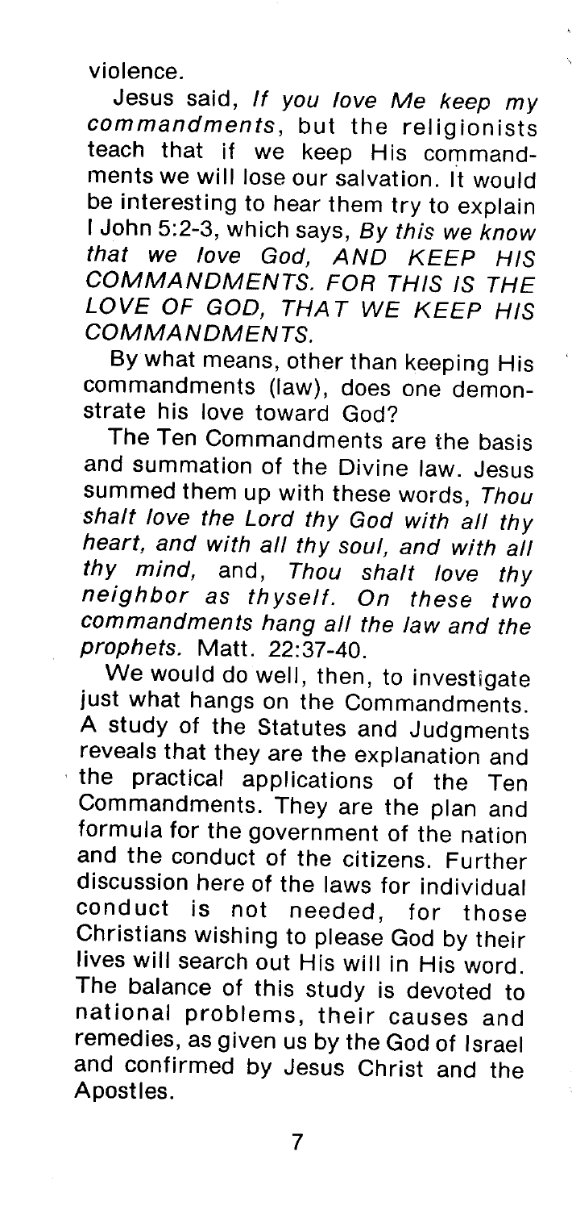violence.

Jesus said, *If you love Me keep my commandments*, but the religionists teach that if we keep His commandments we will lose our salvation. It would be interesting to hear them try to explain I John 5:2-3, which says, *By this we know that we love God, AND KEEP HIS COMMANDMENTS. FOR THIS IS THE LOVE OF GOD, THAT WE KEEP HIS COMMANDMENTS.*

By what means, other than keeping His commandments (law), does one demonstrate his love toward God?

The Ten Commandments are the basis and summation of the Divine law. Jesus summed them up with these words, *Thou shalt love the Lord thy God with all thy heart, and with all thy soul, and with all thy mind,* and, *Thou shalt love thy neighbor as thyself. On these two commandments hang all the law and the prophets.* Matt. 22:37-40.

We would do well, then, to investigate just what hangs on the Commandments. A study of the Statutes and Judgments reveals that they are the explanation and the practical applications of the Ten Commandments. They are the plan and formula for the government of the nation and the conduct of the citizens. Further discussion here of the laws for individual conduct is not needed, for those Christians wishing to please God by their lives will search out His will in His word. The balance of this study is devoted to national problems, their causes and remedies, as given us by the God of Israel and confirmed by Jesus Christ and the Apostles.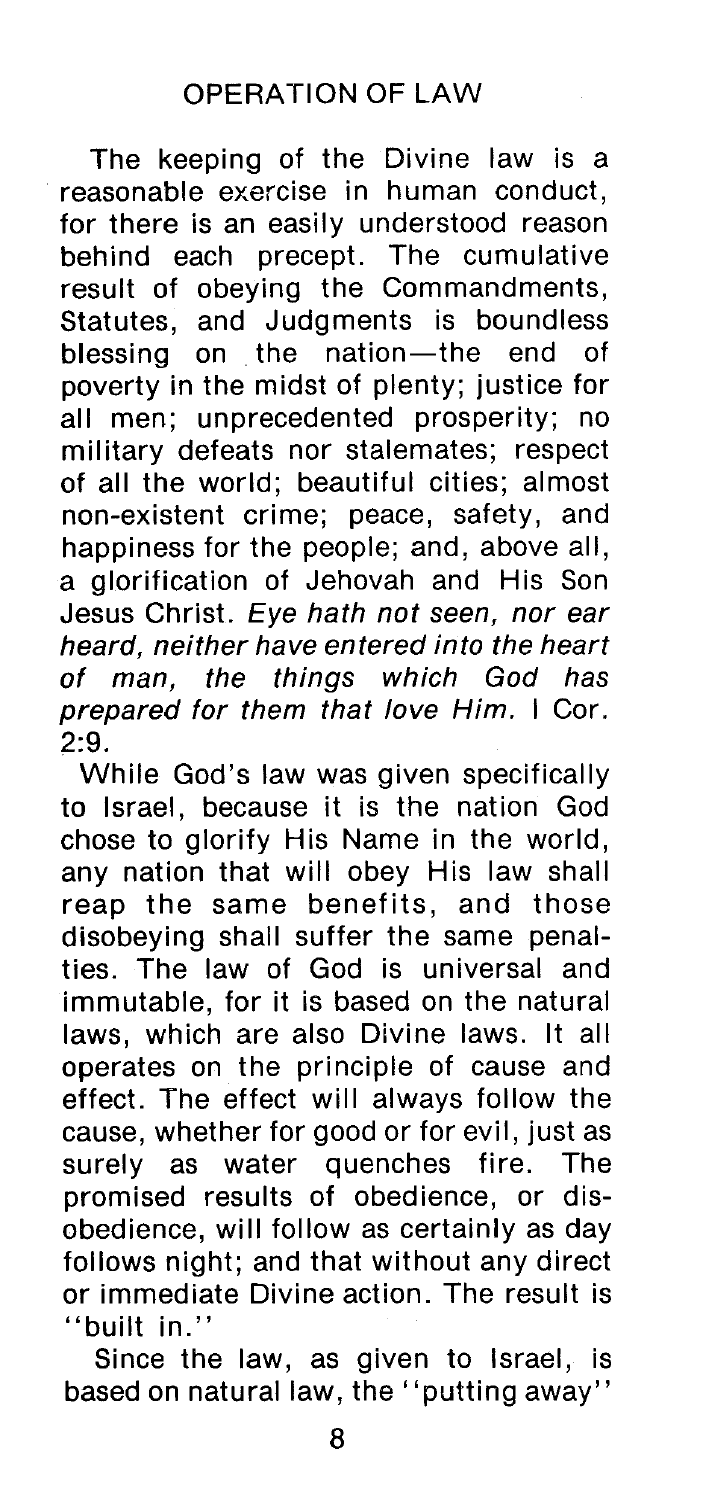## OPERATION OF LAW

The keeping of the Divine law is a reasonable exercise in human conduct, for there is an easily understood reason behind each precept. The cumulative result of obeying the Commandments, Statutes, and Judgments is boundless blessing on the nation—the end of poverty in the midst of plenty; justice for all men; unprecedented prosperity; no military defeats nor stalemates; respect of all the world; beautiful cities; almost non-existent crime; peace, safety, and happiness for the people; and, above all, a glorification of Jehovah and His Son Jesus Christ. *Eye hath not seen, nor ear heard, neither have entered into the heart of man, the things which God has prepared for them that love Him.* I Cor. 2:9.

While God's law was given specifically to Israel, because it is the nation God chose to glorify His Name in the world, any nation that will obey His law shall reap the same benefits, and those disobeying shall suffer the same penalties. The law of God is universal and immutable, for it is based on the natural laws, which are also Divine laws. It all operates on the principle of cause and effect. The effect will always follow the cause, whether for good or for evil, just as surely as water quenches fire. The promised results of obedience, or disobedience, will follow as certainly as day follows night; and that without any direct or immediate Divine action. The result is "built in."

Since the law, as given to Israel, is based on natural law, the "putting away"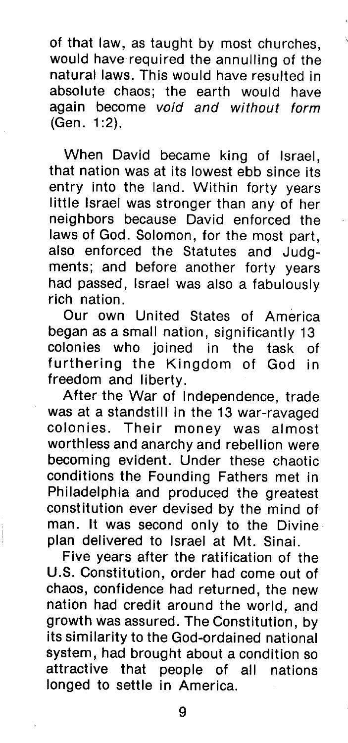of that law, as taught by most churches, would have required the annulling of the natural laws. This would have resulted in absolute chaos; the earth would have again become *void and without form* (Gen. 1:2).

When David became king of Israel, that nation was at its lowest ebb since its entry into the land. Within forty years little Israel was stronger than any of her neighbors because David enforced the laws of God. Solomon, for the most part, also enforced the Statutes and Judgments; and before another forty years had passed, Israel was also a fabulously rich nation.

Our own United States of America began as a small nation, significantly 13 colonies who joined in the task of furthering the Kingdom of God in freedom and liberty.

After the War of Independence, trade was at a standstill in the 13 war-ravaged colonies. Their money was almost worthless and anarchy and rebellion were becoming evident. Under these chaotic conditions the Founding Fathers met in Philadelphia and produced the greatest constitution ever devised by the mind of man. It was second only to the Divine plan delivered to Israel at Mt. Sinai.

Five years after the ratification of the U.S. Constitution, order had come out of chaos, confidence had returned, the new nation had credit around the world, and growth was assured. The Constitution, by its similarity to the God-ordained national system, had brought about a condition so attractive that people of all nations longed to settle in America.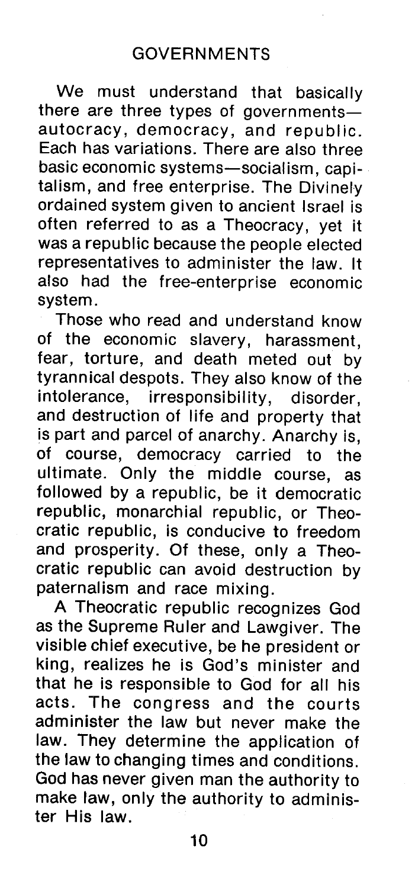## GOVERNMENTS

We must understand that basically there are three types of governments—autocracy, democracy, and republic. Each has variations. There are also three basic economic systems—socialism, capitalism, and free enterprise. The Divinely ordained system given to ancient Israel is often referred to as a Theocracy, yet it was a republic because the people elected representatives to administer the law. It also had the free-enterprise economic system.

Those who read and understand know of the economic slavery, harassment, fear, torture, and death meted out by tyrannical despots. They also know of the intolerance, irresponsibility, disorder, and destruction of life and property that is part and parcel of anarchy. Anarchy is, of course, democracy carried to the ultimate. Only the middle course, as followed by a republic, be it democratic republic, monarchial republic, or Theocratic republic, is conducive to freedom and prosperity. Of these, only a Theocratic republic can avoid destruction by paternalism and race mixing.

A Theocratic republic recognizes God as the Supreme Ruler and Lawgiver. The visible chief executive, be he president or king, realizes he is God's minister and that he is responsible to God for all his acts. The congress and the courts administer the law but never make the law. They determine the application of the law to changing times and conditions. God has never given man the authority to make law, only the authority to administer His law.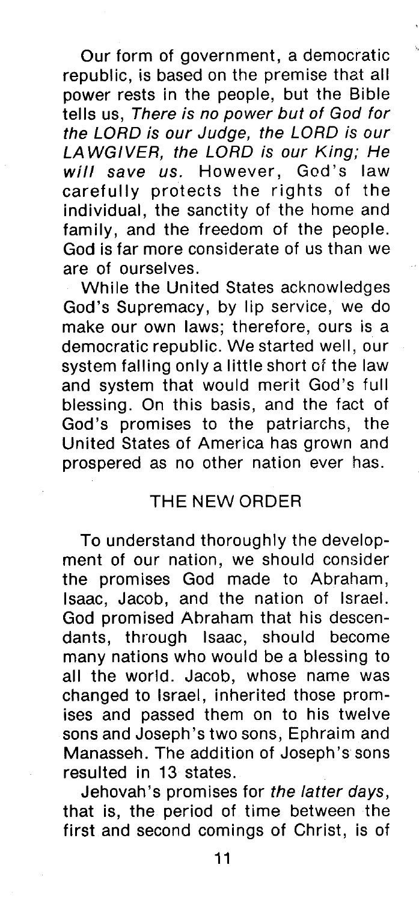Our form of government, a democratic republic, is based on the premise that all power rests in the people, but the Bible tells us, *There is no power but of God for the LORD is our Judge, the LORD is our LAWGIVER, the LORD is our King; He will save us.* However, God's law carefully protects the rights of the individual, the sanctity of the home and family, and the freedom of the people. God is far more considerate of us than we are of ourselves.

While the United States acknowledges God's Supremacy, by lip service, we do make our own laws; therefore, ours is a democratic republic. We started well, our system falling only a little short of the law and system that would merit God's full blessing. On this basis, and the fact of God's promises to the patriarchs, the United States of America has grown and prospered as no other nation ever has.

## THE NEW ORDER

To understand thoroughly the development of our nation, we should consider the promises God made to Abraham, Isaac, Jacob, and the nation of Israel. God promised Abraham that his descendants, through Isaac, should become many nations who would be a blessing to all the world. Jacob, whose name was changed to Israel, inherited those promises and passed them on to his twelve sons and Joseph's two sons, Ephraim and Manasseh. The addition of Joseph's sons resulted in 13 states.

Jehovah's promises for *the latter days*, that is, the period of time between the first and second comings of Christ, is of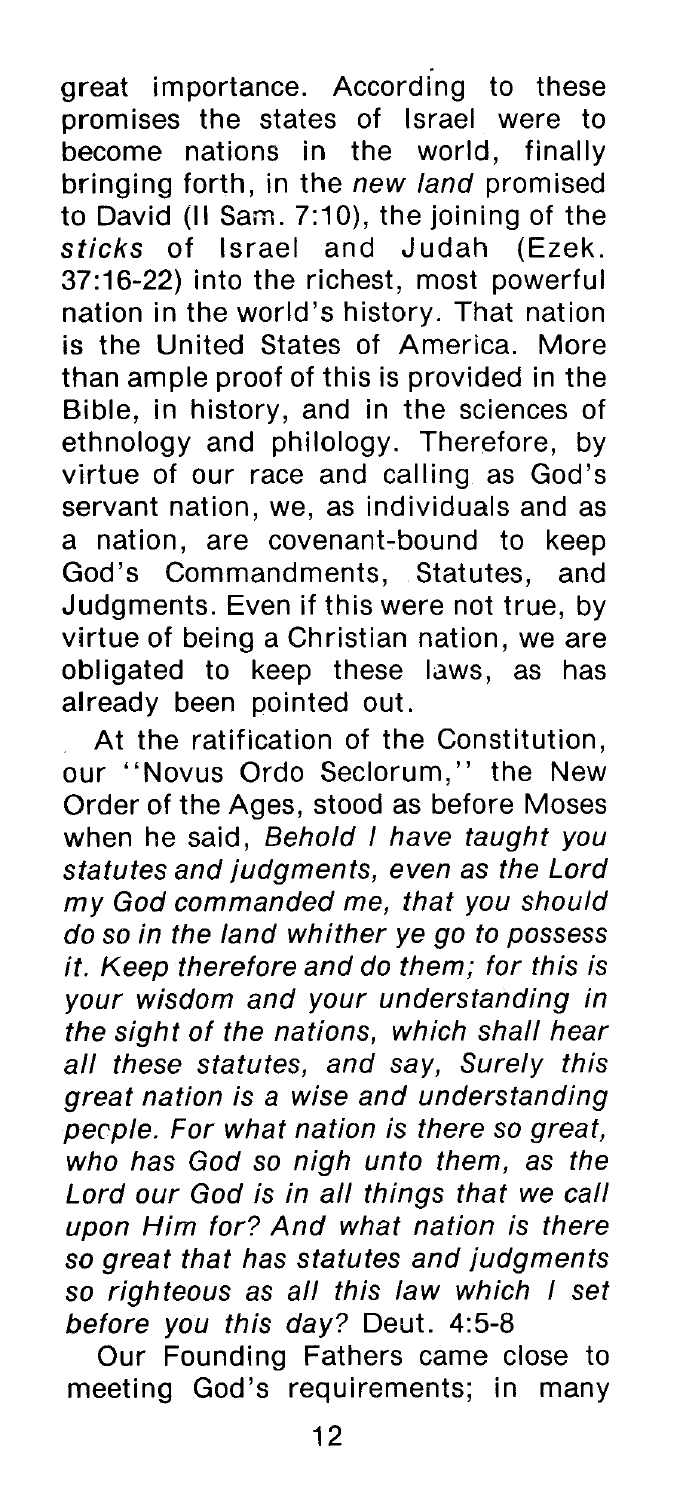great importance. According to these promises the states of Israel were to become nations in the world, finally bringing forth, in the *new land* promised to David (II Sam. 7:10), the joining of the *sticks* of Israel and Judah (Ezek. 37:16-22) into the richest, most powerful nation in the world's history. That nation is the United States of America. More than ample proof of this is provided in the Bible, in history, and in the sciences of ethnology and philology. Therefore, by virtue of our race and calling as God's servant nation, we, as individuals and as a nation, are covenant-bound to keep God's Commandments, Statutes, and Judgments. Even if this were not true, by virtue of being a Christian nation, we are obligated to keep these laws, as has already been pointed out.

At the ratification of the Constitution, our "Novus Ordo Seclorum," the New Order of the Ages, stood as before Moses when he said, *Behold I have taught you statutes and judgments, even as the Lord my God commanded me, that you should do so in the land whither ye go to possess it. Keep therefore and do them; for this is your wisdom and your understanding in the sight of the nations, which shall hear all these statutes, and say, Surely this great nation is a wise and understanding people. For what nation is there so great, who has God so nigh unto them, as the Lord our God is in all things that we call upon Him for? And what nation is there so great that has statutes and judgments so righteous as all this law which I set before you this day?* Deut. 4:5-8

Our Founding Fathers came close to meeting God's requirements; in many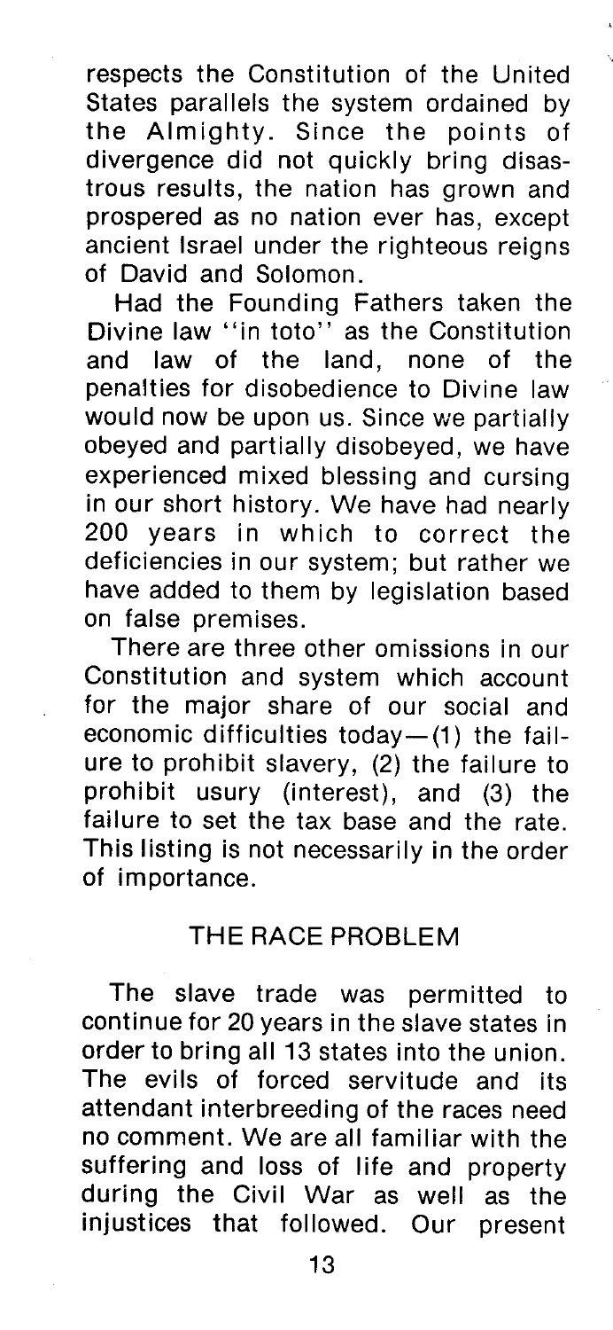respects the Constitution of the United States parallels the system ordained by the Almighty. Since the points of divergence did not quickly bring disastrous results, the nation has grown and prospered as no nation ever has, except ancient Israel under the righteous reigns of David and Solomon.

Had the Founding Fathers taken the Divine law "in toto" as the Constitution and law of the land, none of the penalties for disobedience to Divine law would now be upon us. Since we partially obeyed and partially disobeyed, we have experienced mixed blessing and cursing in our short history. We have had nearly 200 years in which to correct the deficiencies in our system; but rather we have added to them by legislation based on false premises.

There are three other omissions in our Constitution and system which account for the major share of our social and economic difficulties today—(1) the failure to prohibit slavery, (2) the failure to prohibit usury (interest), and (3) the failure to set the tax base and the rate. This listing is not necessarily in the order of importance.

## THE RACE PROBLEM

The slave trade was permitted to continue for 20 years in the slave states in order to bring all 13 states into the union. The evils of forced servitude and its attendant interbreeding of the races need no comment. We are all familiar with the suffering and loss of life and property during the Civil War as well as the injustices that followed. Our present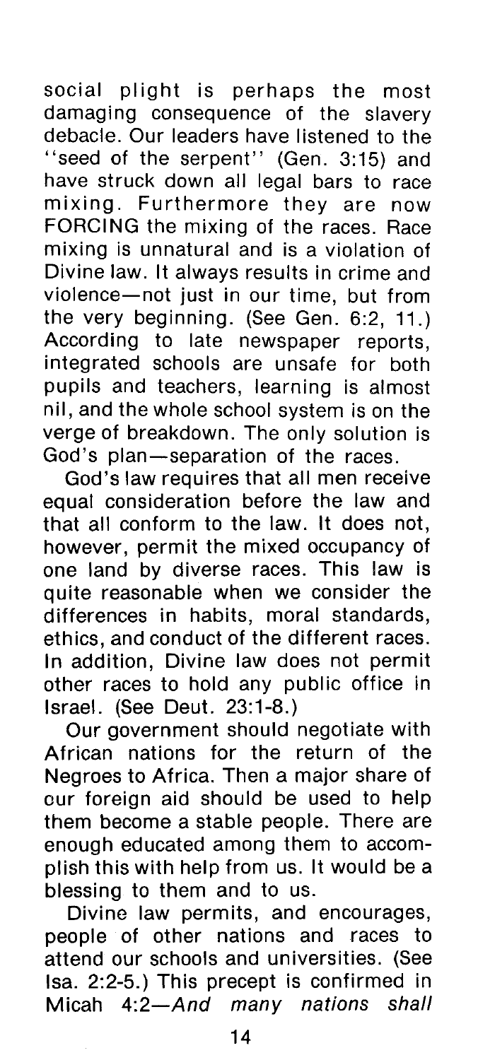social plight is perhaps the most damaging consequence of the slavery debacle. Our leaders have listened to the "seed of the serpent" (Gen. 3:15) and have struck down all legal bars to race mixing. Furthermore they are now FORCING the mixing of the races. Race mixing is unnatural and is a violation of Divine law. It always results in crime and violence—not just in our time, but from the very beginning. (See Gen. 6:2, 11.) According to late newspaper reports, integrated schools are unsafe for both pupils and teachers, learning is almost nil, and the whole school system is on the verge of breakdown. The only solution is God's plan—separation of the races.

God's law requires that all men receive equal consideration before the law and that all conform to the law. It does not, however, permit the mixed occupancy of one land by diverse races. This law is quite reasonable when we consider the differences in habits, moral standards, ethics, and conduct of the different races. In addition, Divine law does not permit other races to hold any public office in Israel. (See Deut. 23:1-8.)

Our government should negotiate with African nations for the return of the Negroes to Africa. Then a major share of our foreign aid should be used to help them become a stable people. There are enough educated among them to accomplish this with help from us. It would be a blessing to them and to us.

Divine law permits, and encourages, people of other nations and races to attend our schools and universities. (See Isa. 2:2-5.) This precept is confirmed in Micah 4:2—*And many nations shall*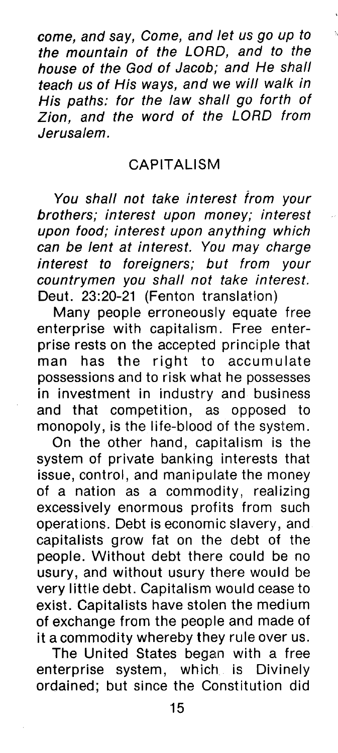*come, and say, Come, and let us go up to the mountain of the LORD, and to the house of the God of Jacob; and He shall teach us of His ways, and we will walk in His paths: for the law shall go forth of Zion, and the word of the LORD from Jerusalem.*

## CAPITALISM

*You shall not take interest from your brothers; interest upon money; interest upon food; interest upon anything which can be lent at interest. You may charge interest to foreigners; but from your countrymen you shall not take interest.* Deut. 23:20-21 (Fenton translation)

Many people erroneously equate free enterprise with capitalism. Free enterprise rests on the accepted principle that man has the right to accumulate possessions and to risk what he possesses in investment in industry and business and that competition, as opposed to monopoly, is the life-blood of the system.

On the other hand, capitalism is the system of private banking interests that issue, control, and manipulate the money of a nation as a commodity, realizing excessively enormous profits from such operations. Debt is economic slavery, and capitalists grow fat on the debt of the people. Without debt there could be no usury, and without usury there would be very little debt. Capitalism would cease to exist. Capitalists have stolen the medium of exchange from the people and made of it a commodity whereby they rule over us.

The United States began with a free enterprise system, which is Divinely ordained; but since the Constitution did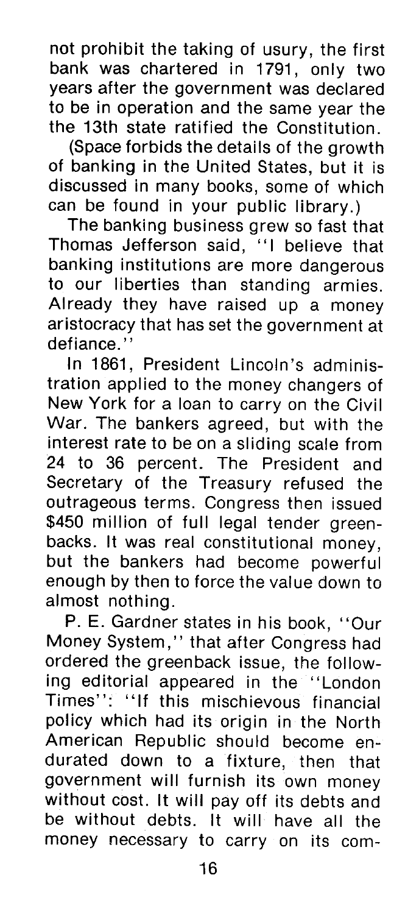not prohibit the taking of usury, the first bank was chartered in 1791, only two years after the government was declared to be in operation and the same year the the 13th state ratified the Constitution.

(Space forbids the details of the growth of banking in the United States, but it is discussed in many books, some of which can be found in your public library.)

The banking business grew so fast that Thomas Jefferson said, "I believe that banking institutions are more dangerous to our liberties than standing armies. Already they have raised up a money aristocracy that has set the government at defiance."

In 1861, President Lincoln's administration applied to the money changers of New York for a loan to carry on the Civil War. The bankers agreed, but with the interest rate to be on a sliding scale from 24 to 36 percent. The President and Secretary of the Treasury refused the outrageous terms. Congress then issued $450 million of full legal tender greenbacks. It was real constitutional money, but the bankers had become powerful enough by then to force the value down to almost nothing.

P. E. Gardner states in his book, "Our Money System," that after Congress had ordered the greenback issue, the following editorial appeared in the "London Times": "If this mischievous financial policy which had its origin in the North American Republic should become endurated down to a fixture, then that government will furnish its own money without cost. It will pay off its debts and be without debts. It will have all the money necessary to carry on its com-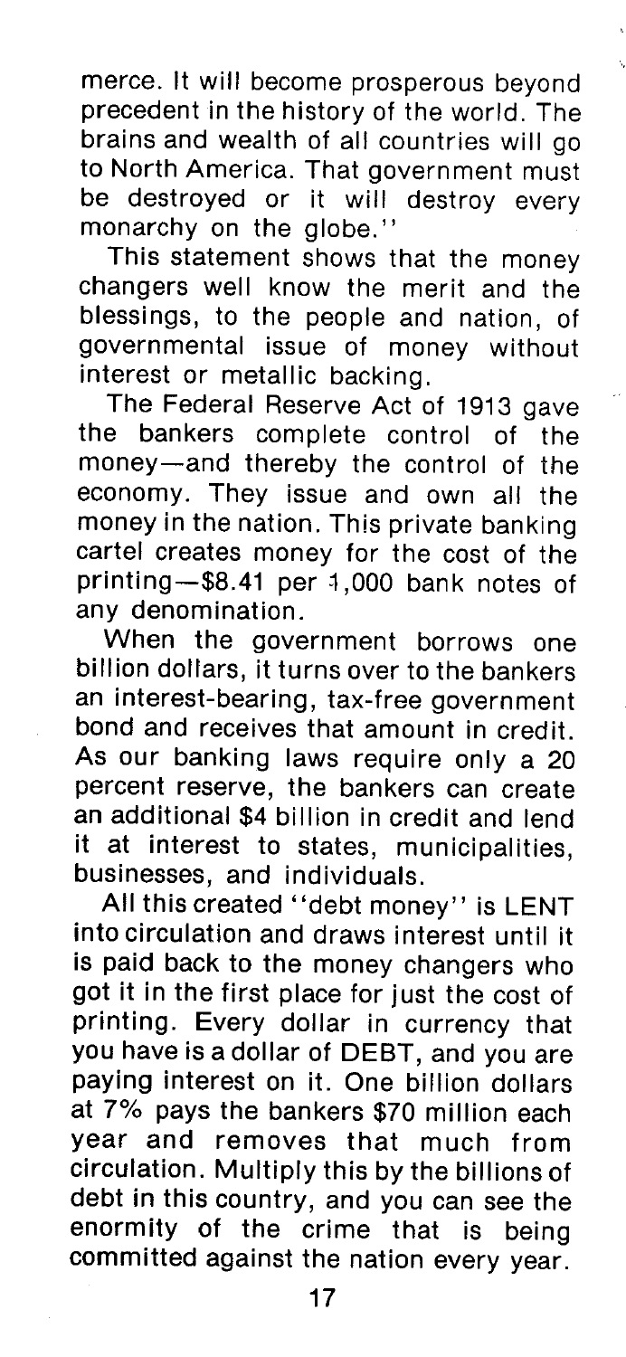merce. It will become prosperous beyond precedent in the history of the world. The brains and wealth of all countries will go to North America. That government must be destroyed or it will destroy every monarchy on the globe."

This statement shows that the money changers well know the merit and the blessings, to the people and nation, of governmental issue of money without interest or metallic backing.

The Federal Reserve Act of 1913 gave the bankers complete control of the money—and thereby the control of the economy. They issue and own all the money in the nation. This private banking cartel creates money for the cost of the printing—$8.41 per 1,000 bank notes of any denomination.

When the government borrows one billion dollars, it turns over to the bankers an interest-bearing, tax-free government bond and receives that amount in credit. As our banking laws require only a 20 percent reserve, the bankers can create an additional $4 billion in credit and lend it at interest to states, municipalities, businesses, and individuals.

All this created "debt money" is LENT into circulation and draws interest until it is paid back to the money changers who got it in the first place for just the cost of printing. Every dollar in currency that you have is a dollar of DEBT, and you are paying interest on it. One billion dollars at 7% pays the bankers $70 million each year and removes that much from circulation. Multiply this by the billions of debt in this country, and you can see the enormity of the crime that is being committed against the nation every year.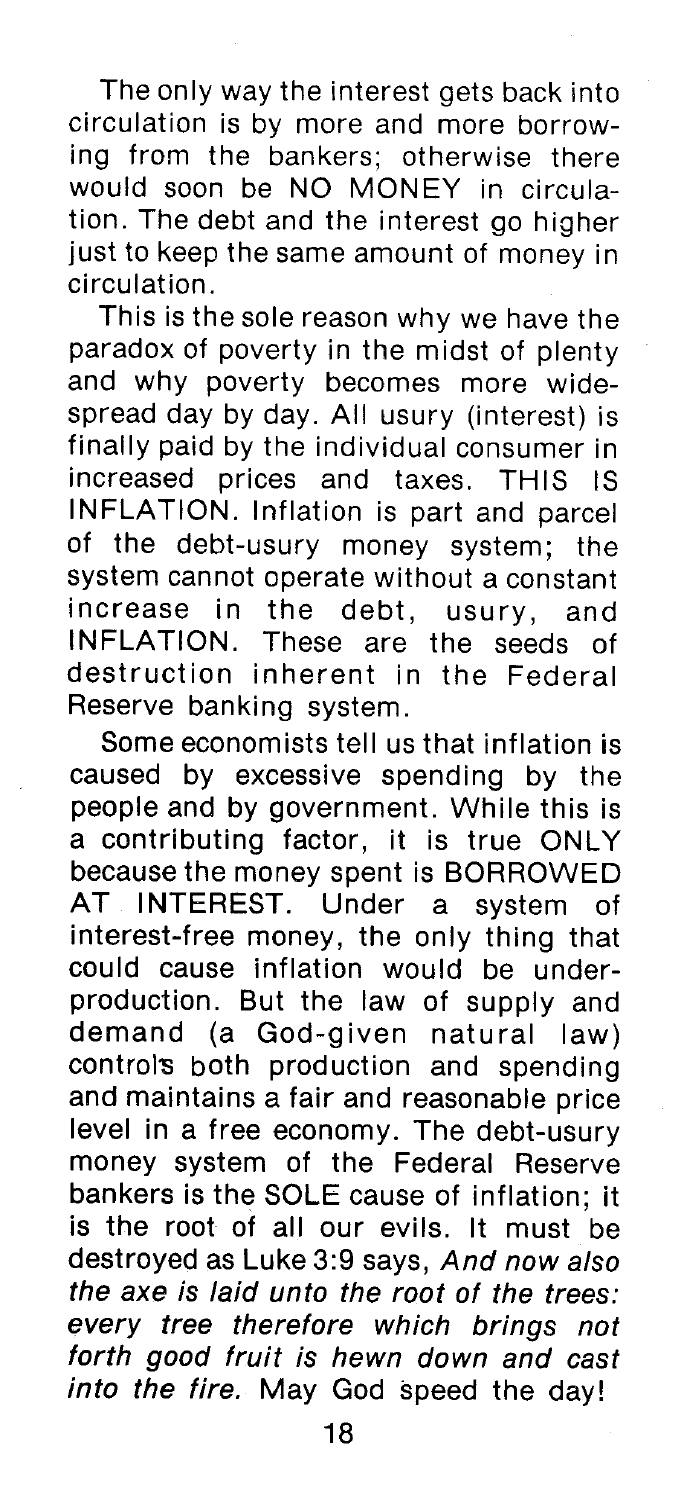The only way the interest gets back into circulation is by more and more borrowing from the bankers; otherwise there would soon be NO MONEY in circulation. The debt and the interest go higher just to keep the same amount of money in circulation.

This is the sole reason why we have the paradox of poverty in the midst of plenty and why poverty becomes more widespread day by day. All usury (interest) is finally paid by the individual consumer in increased prices and taxes. THIS IS INFLATION. Inflation is part and parcel of the debt-usury money system; the system cannot operate without a constant increase in the debt, usury, and INFLATION. These are the seeds of destruction inherent in the Federal Reserve banking system.

Some economists tell us that inflation is caused by excessive spending by the people and by government. While this is a contributing factor, it is true ONLY because the money spent is BORROWED AT INTEREST. Under a system of interest-free money, the only thing that could cause inflation would be underproduction. But the law of supply and demand (a God-given natural law) controls both production and spending and maintains a fair and reasonable price level in a free economy. The debt-usury money system of the Federal Reserve bankers is the SOLE cause of inflation; it is the root of all our evils. It must be destroyed as Luke 3:9 says, *And now also the axe is laid unto the root of the trees: every tree therefore which brings not forth good fruit is hewn down and cast into the fire.* May God speed the day!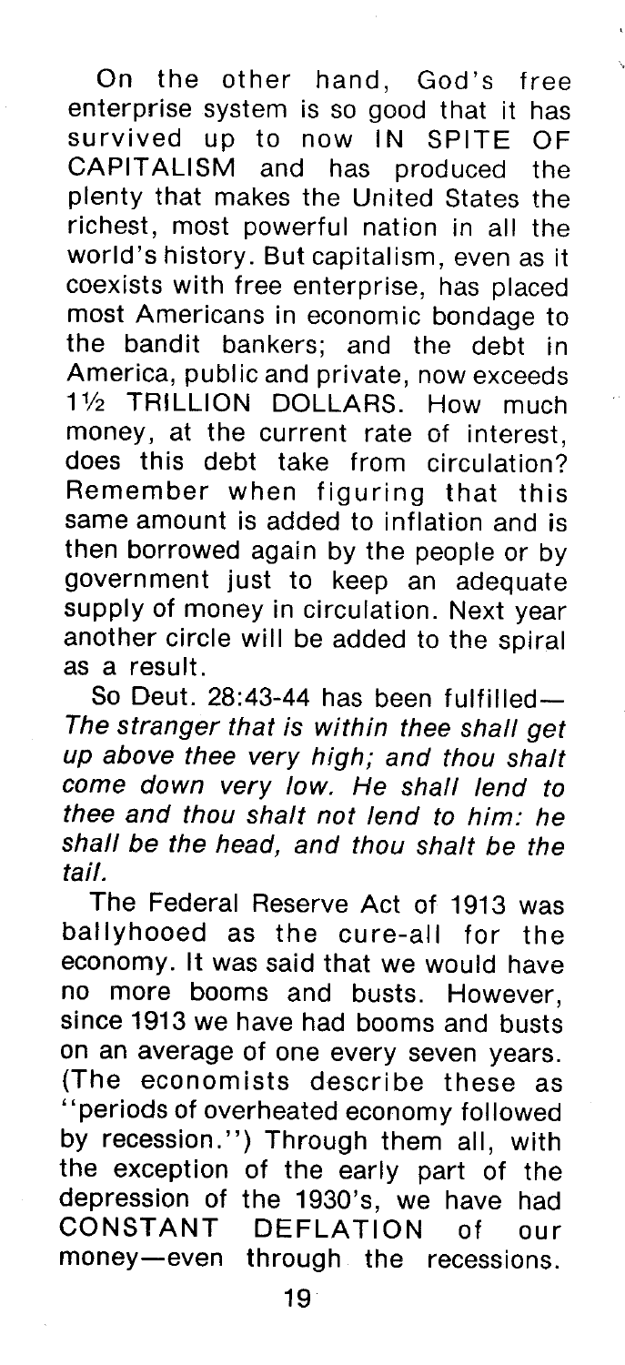On the other hand, God's free enterprise system is so good that it has survived up to now IN SPITE OF CAPITALISM and has produced the plenty that makes the United States the richest, most powerful nation in all the world's history. But capitalism, even as it coexists with free enterprise, has placed most Americans in economic bondage to the bandit bankers; and the debt in America, public and private, now exceeds 1½ TRILLION DOLLARS. How much money, at the current rate of interest, does this debt take from circulation? Remember when figuring that this same amount is added to inflation and is then borrowed again by the people or by government just to keep an adequate supply of money in circulation. Next year another circle will be added to the spiral as a result.

So Deut. 28:43-44 has been fulfilled—*The stranger that is within thee shall get up above thee very high; and thou shalt come down very low. He shall lend to thee and thou shalt not lend to him: he shall be the head, and thou shalt be the tail.*

The Federal Reserve Act of 1913 was ballyhooed as the cure-all for the economy. It was said that we would have no more booms and busts. However, since 1913 we have had booms and busts on an average of one every seven years. (The economists describe these as "periods of overheated economy followed by recession.") Through them all, with the exception of the early part of the depression of the 1930's, we have had CONSTANT DEFLATION of our money—even through the recessions.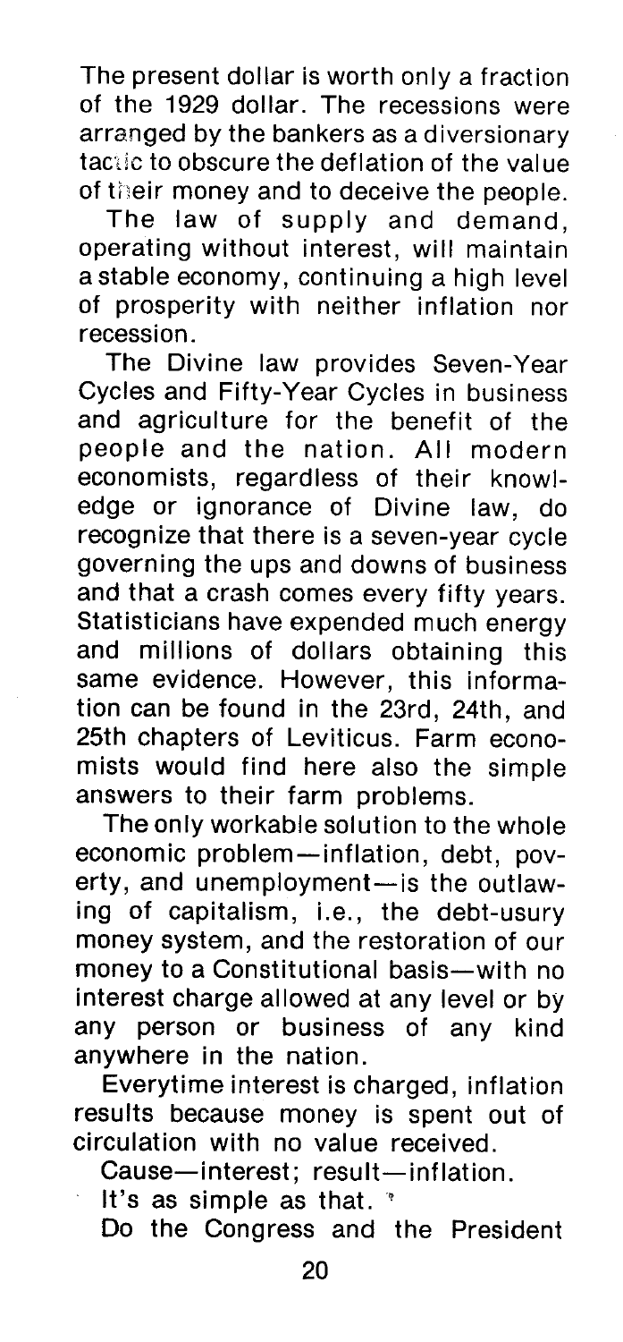The present dollar is worth only a fraction of the 1929 dollar. The recessions were arranged by the bankers as a diversionary tactic to obscure the deflation of the value of their money and to deceive the people.

The law of supply and demand, operating without interest, will maintain a stable economy, continuing a high level of prosperity with neither inflation nor recession.

The Divine law provides Seven-Year Cycles and Fifty-Year Cycles in business and agriculture for the benefit of the people and the nation. All modern economists, regardless of their knowledge or ignorance of Divine law, do recognize that there is a seven-year cycle governing the ups and downs of business and that a crash comes every fifty years. Statisticians have expended much energy and millions of dollars obtaining this same evidence. However, this information can be found in the 23rd, 24th, and 25th chapters of Leviticus. Farm economists would find here also the simple answers to their farm problems.

The only workable solution to the whole economic problem—inflation, debt, poverty, and unemployment—is the outlawing of capitalism, i.e., the debt-usury money system, and the restoration of our money to a Constitutional basis—with no interest charge allowed at any level or by any person or business of any kind anywhere in the nation.

Everytime interest is charged, inflation results because money is spent out of circulation with no value received.

Cause—interest; result—inflation.

It's as simple as that.

Do the Congress and the President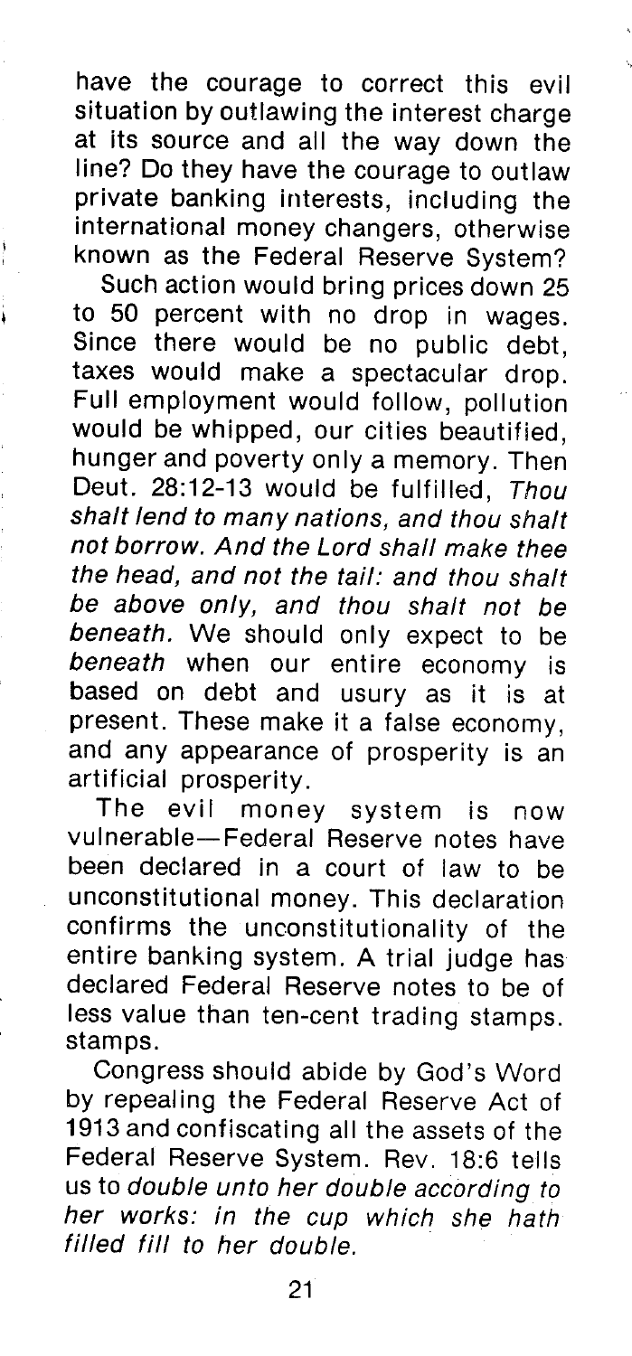have the courage to correct this evil situation by outlawing the interest charge at its source and all the way down the line? Do they have the courage to outlaw private banking interests, including the international money changers, otherwise known as the Federal Reserve System?

Such action would bring prices down 25 to 50 percent with no drop in wages. Since there would be no public debt, taxes would make a spectacular drop. Full employment would follow, pollution would be whipped, our cities beautified, hunger and poverty only a memory. Then Deut. 28:12-13 would be fulfilled, *Thou shalt lend to many nations, and thou shalt not borrow. And the Lord shall make thee the head, and not the tail: and thou shalt be above only, and thou shalt not be beneath.* We should only expect to be *beneath* when our entire economy is based on debt and usury as it is at present. These make it a false economy, and any appearance of prosperity is an artificial prosperity.

The evil money system is now vulnerable—Federal Reserve notes have been declared in a court of law to be unconstitutional money. This declaration confirms the unconstitutionality of the entire banking system. A trial judge has declared Federal Reserve notes to be of less value than ten-cent trading stamps. stamps.

Congress should abide by God's Word by repealing the Federal Reserve Act of 1913 and confiscating all the assets of the Federal Reserve System. Rev. 18:6 tells us to *double unto her double according to her works: in the cup which she hath filled fill to her double.*